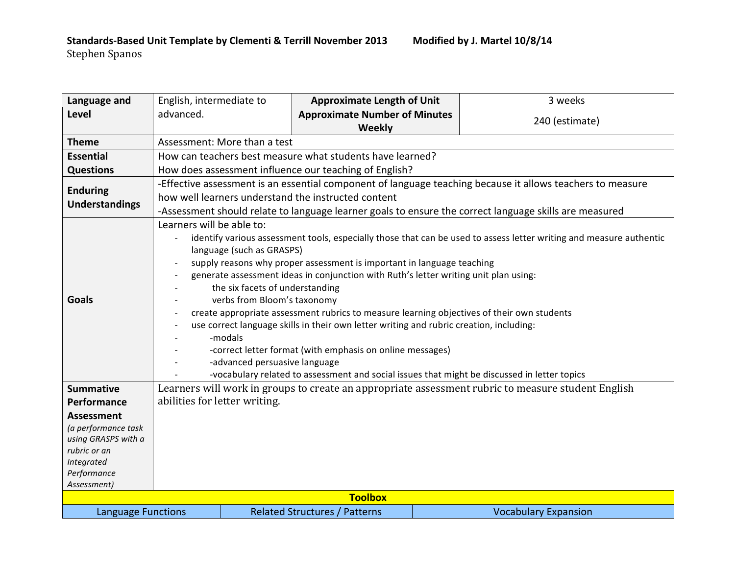**Standards-Based Unit Template by Clementi & Terrill November 2013** **Modified by J. Martel 10/8/14**

Stephen Spanos

| **Language and Level** | English, intermediate to advanced. | **Approximate Length of Unit** | 3 weeks |
|---|---|---|---|
| | | **Approximate Number of Minutes Weekly** | 240 (estimate) |
| **Theme** | Assessment: More than a test | | |
| **Essential Questions** | How can teachers best measure what students have learned?<br>How does assessment influence our teaching of English? | | |
| **Enduring Understandings** | -Effective assessment is an essential component of language teaching because it allows teachers to measure how well learners understand the instructed content<br>-Assessment should relate to language learner goals to ensure the correct language skills are measured | | |
| **Goals** | Learners will be able to:<br>- identify various assessment tools, especially those that can be used to assess letter writing and measure authentic language (such as GRASPS)<br>- supply reasons why proper assessment is important in language teaching<br>- generate assessment ideas in conjunction with Ruth's letter writing unit plan using:<br>- the six facets of understanding<br>- verbs from Bloom's taxonomy<br>- create appropriate assessment rubrics to measure learning objectives of their own students<br>- use correct language skills in their own letter writing and rubric creation, including:<br>- -modals<br>- -correct letter format (with emphasis on online messages)<br>- -advanced persuasive language<br>- -vocabulary related to assessment and social issues that might be discussed in letter topics | | |
| **Summative Performance Assessment** *(a performance task using GRASPS with a rubric or an Integrated Performance Assessment)* | Learners will work in groups to create an appropriate assessment rubric to measure student English abilities for letter writing. | | |

**Toolbox**

| Language Functions | Related Structures / Patterns | Vocabulary Expansion |
|---|---|---|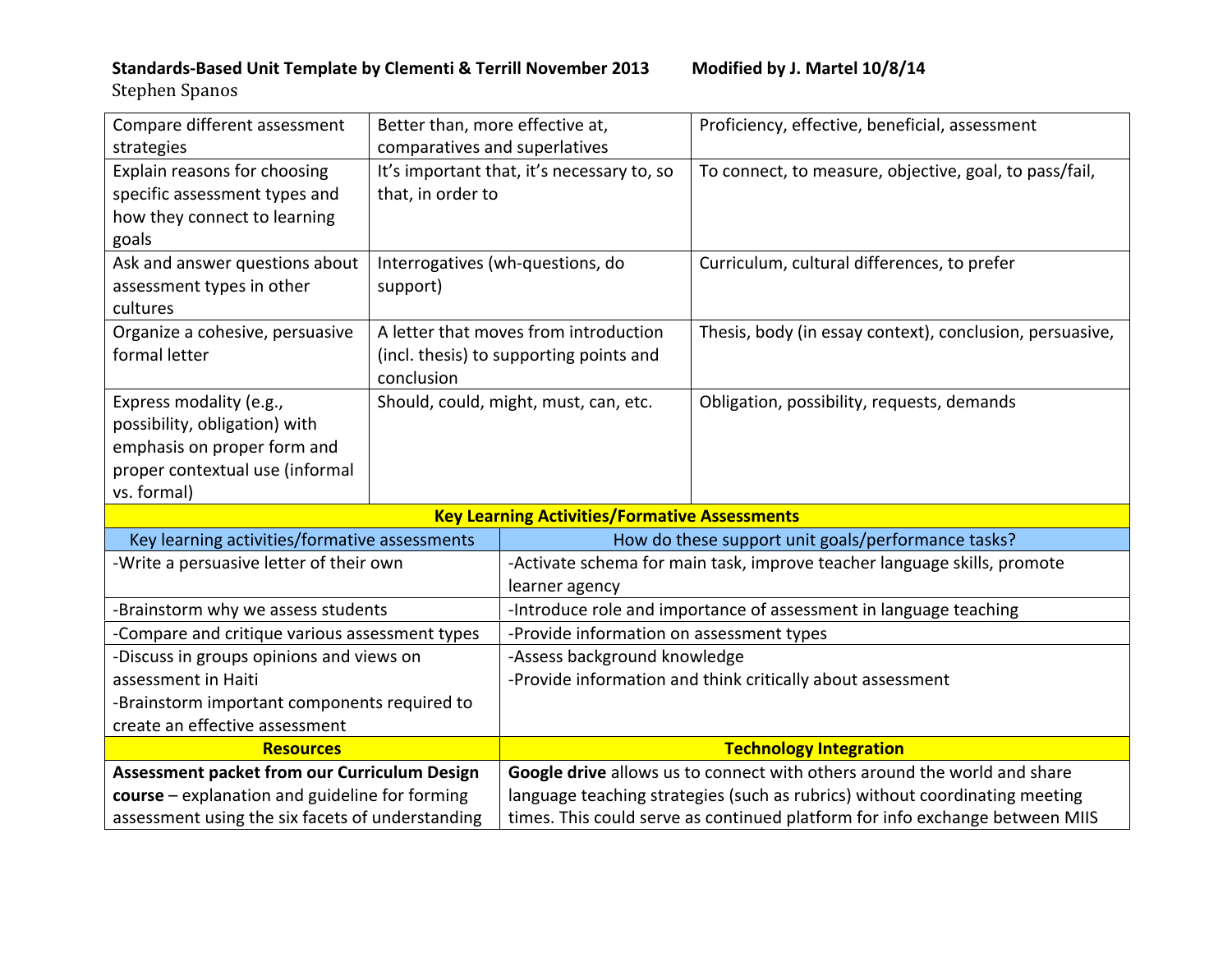**Standards-Based Unit Template by Clementi & Terrill November 2013 Modified by J. Martel 10/8/14**
Stephen Spanos

| | | |
|---|---|---|
| Compare different assessment strategies | Better than, more effective at, comparatives and superlatives | Proficiency, effective, beneficial, assessment |
| Explain reasons for choosing specific assessment types and how they connect to learning goals | It's important that, it's necessary to, so that, in order to | To connect, to measure, objective, goal, to pass/fail, |
| Ask and answer questions about assessment types in other cultures | Interrogatives (wh-questions, do support) | Curriculum, cultural differences, to prefer |
| Organize a cohesive, persuasive formal letter | A letter that moves from introduction (incl. thesis) to supporting points and conclusion | Thesis, body (in essay context), conclusion, persuasive, |
| Express modality (e.g., possibility, obligation) with emphasis on proper form and proper contextual use (informal vs. formal) | Should, could, might, must, can, etc. | Obligation, possibility, requests, demands |

**Key Learning Activities/Formative Assessments**

| Key learning activities/formative assessments | How do these support unit goals/performance tasks? |
|---|---|
| -Write a persuasive letter of their own | -Activate schema for main task, improve teacher language skills, promote learner agency |
| -Brainstorm why we assess students | -Introduce role and importance of assessment in language teaching |
| -Compare and critique various assessment types | -Provide information on assessment types |
| -Discuss in groups opinions and views on assessment in Haiti<br>-Brainstorm important components required to create an effective assessment | -Assess background knowledge<br>-Provide information and think critically about assessment |

| Resources | Technology Integration |
|---|---|
| **Assessment packet from our Curriculum Design course** – explanation and guideline for forming assessment using the six facets of understanding | **Google drive** allows us to connect with others around the world and share language teaching strategies (such as rubrics) without coordinating meeting times. This could serve as continued platform for info exchange between MIIS |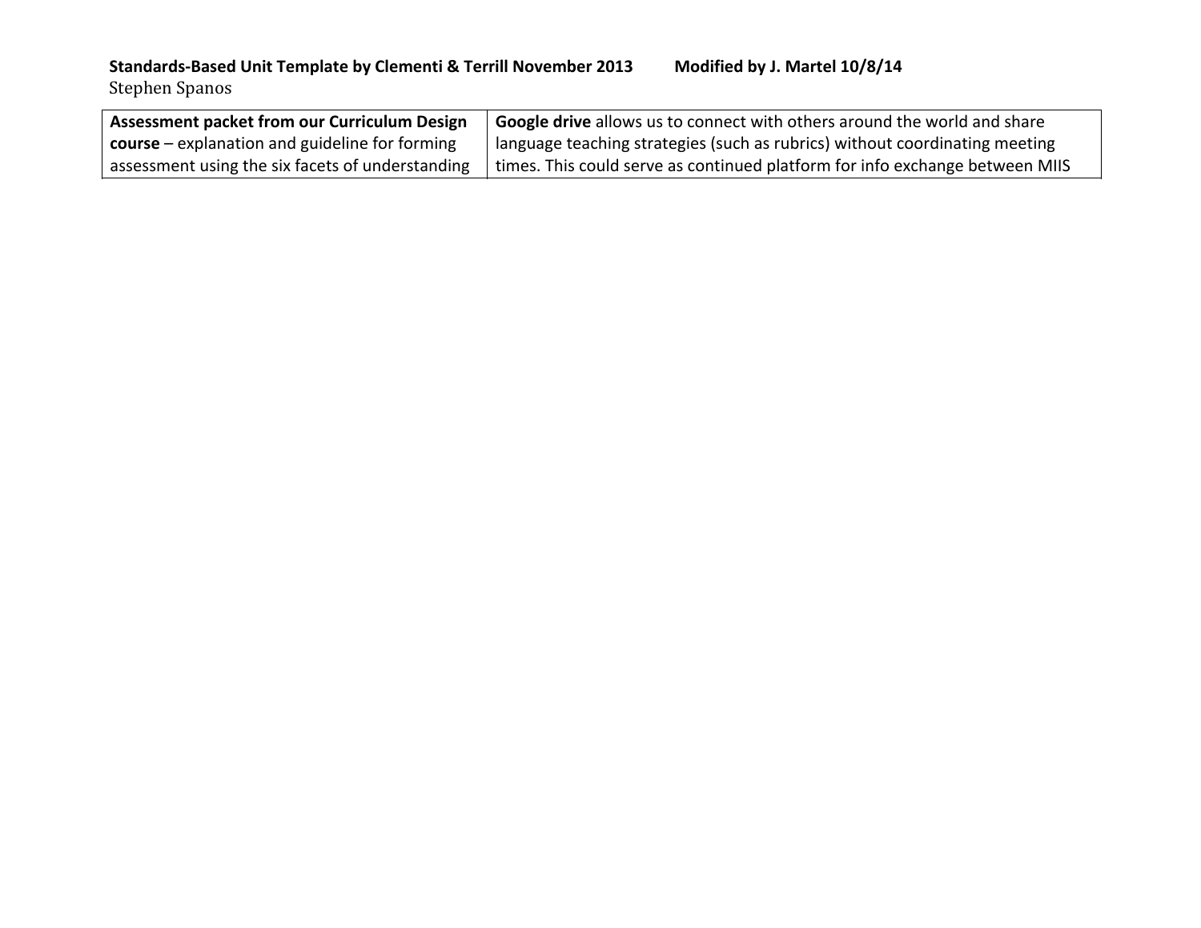| | |
|---|---|
| **Assessment packet from our Curriculum Design course** – explanation and guideline for forming assessment using the six facets of understanding | **Google drive** allows us to connect with others around the world and share language teaching strategies (such as rubrics) without coordinating meeting times. This could serve as continued platform for info exchange between MIIS |